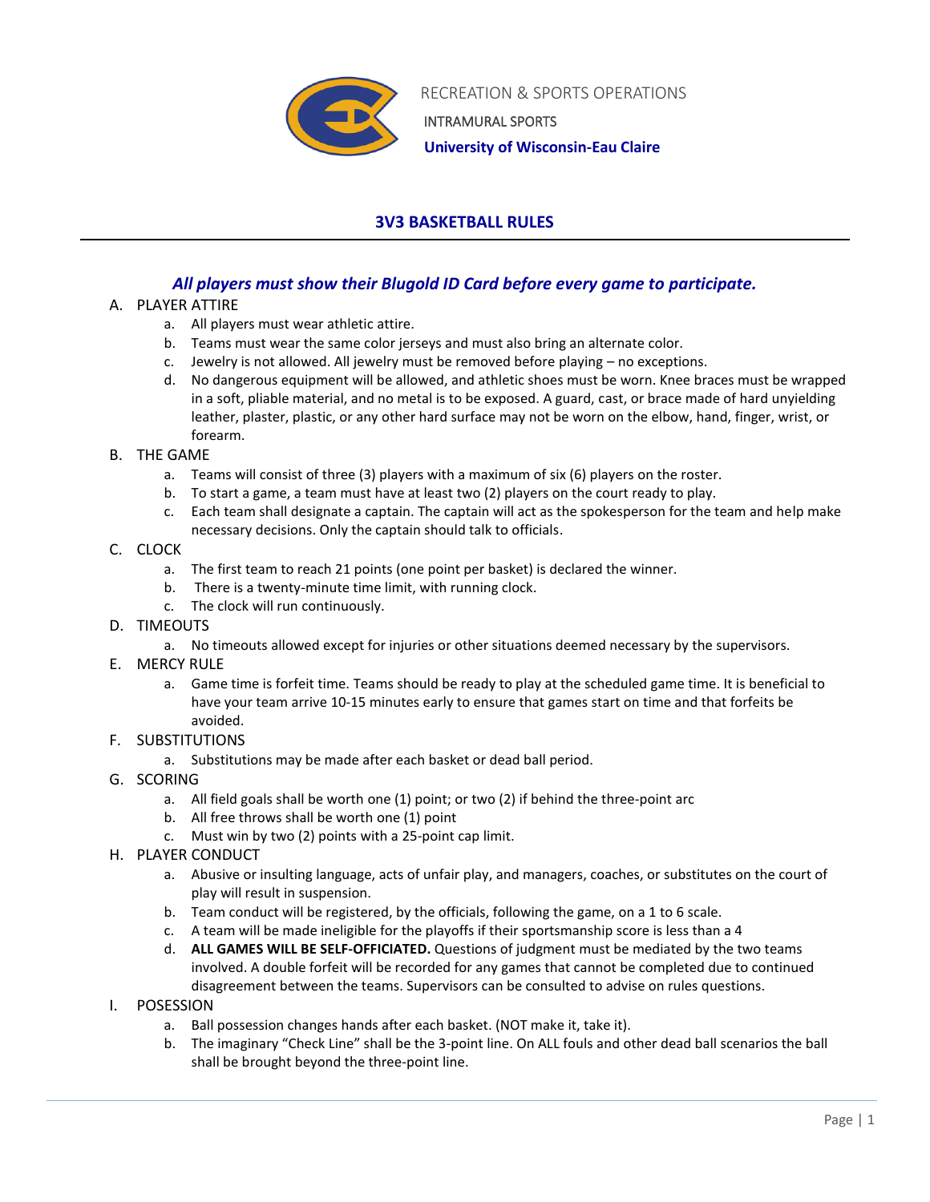RECREATION & SPORTS OPERATIONS

INTRAMURAL SPORTS

**University of Wisconsin-Eau Claire**

# 3V3 BASKETBALL RULES

***All players must show their Blugold ID Card before every game to participate.***

A. PLAYER ATTIRE
   a. All players must wear athletic attire.
   b. Teams must wear the same color jerseys and must also bring an alternate color.
   c. Jewelry is not allowed. All jewelry must be removed before playing – no exceptions.
   d. No dangerous equipment will be allowed, and athletic shoes must be worn. Knee braces must be wrapped in a soft, pliable material, and no metal is to be exposed. A guard, cast, or brace made of hard unyielding leather, plaster, plastic, or any other hard surface may not be worn on the elbow, hand, finger, wrist, or forearm.

B. THE GAME
   a. Teams will consist of three (3) players with a maximum of six (6) players on the roster.
   b. To start a game, a team must have at least two (2) players on the court ready to play.
   c. Each team shall designate a captain. The captain will act as the spokesperson for the team and help make necessary decisions. Only the captain should talk to officials.

C. CLOCK
   a. The first team to reach 21 points (one point per basket) is declared the winner.
   b. There is a twenty-minute time limit, with running clock.
   c. The clock will run continuously.

D. TIMEOUTS
   a. No timeouts allowed except for injuries or other situations deemed necessary by the supervisors.

E. MERCY RULE
   a. Game time is forfeit time. Teams should be ready to play at the scheduled game time. It is beneficial to have your team arrive 10-15 minutes early to ensure that games start on time and that forfeits be avoided.

F. SUBSTITUTIONS
   a. Substitutions may be made after each basket or dead ball period.

G. SCORING
   a. All field goals shall be worth one (1) point; or two (2) if behind the three-point arc
   b. All free throws shall be worth one (1) point
   c. Must win by two (2) points with a 25-point cap limit.

H. PLAYER CONDUCT
   a. Abusive or insulting language, acts of unfair play, and managers, coaches, or substitutes on the court of play will result in suspension.
   b. Team conduct will be registered, by the officials, following the game, on a 1 to 6 scale.
   c. A team will be made ineligible for the playoffs if their sportsmanship score is less than a 4
   d. **ALL GAMES WILL BE SELF-OFFICIATED.** Questions of judgment must be mediated by the two teams involved. A double forfeit will be recorded for any games that cannot be completed due to continued disagreement between the teams. Supervisors can be consulted to advise on rules questions.

I. POSESSION
   a. Ball possession changes hands after each basket. (NOT make it, take it).
   b. The imaginary "Check Line" shall be the 3-point line. On ALL fouls and other dead ball scenarios the ball shall be brought beyond the three-point line.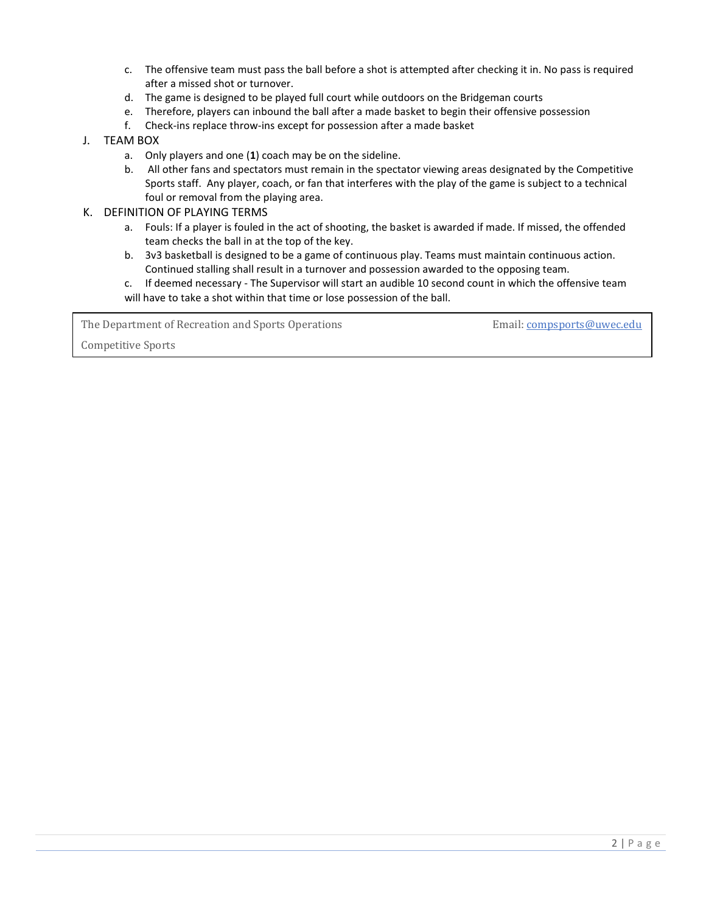c. The offensive team must pass the ball before a shot is attempted after checking it in. No pass is required after a missed shot or turnover.
d. The game is designed to be played full court while outdoors on the Bridgeman courts
e. Therefore, players can inbound the ball after a made basket to begin their offensive possession
f. Check-ins replace throw-ins except for possession after a made basket

J. TEAM BOX
a. Only players and one (**1**) coach may be on the sideline.
b. All other fans and spectators must remain in the spectator viewing areas designated by the Competitive Sports staff. Any player, coach, or fan that interferes with the play of the game is subject to a technical foul or removal from the playing area.

K. DEFINITION OF PLAYING TERMS
a. Fouls: If a player is fouled in the act of shooting, the basket is awarded if made. If missed, the offended team checks the ball in at the top of the key.
b. 3v3 basketball is designed to be a game of continuous play. Teams must maintain continuous action. Continued stalling shall result in a turnover and possession awarded to the opposing team.
c. If deemed necessary - The Supervisor will start an audible 10 second count in which the offensive team will have to take a shot within that time or lose possession of the ball.

The Department of Recreation and Sports Operations — Email: compsports@uwec.edu

Competitive Sports